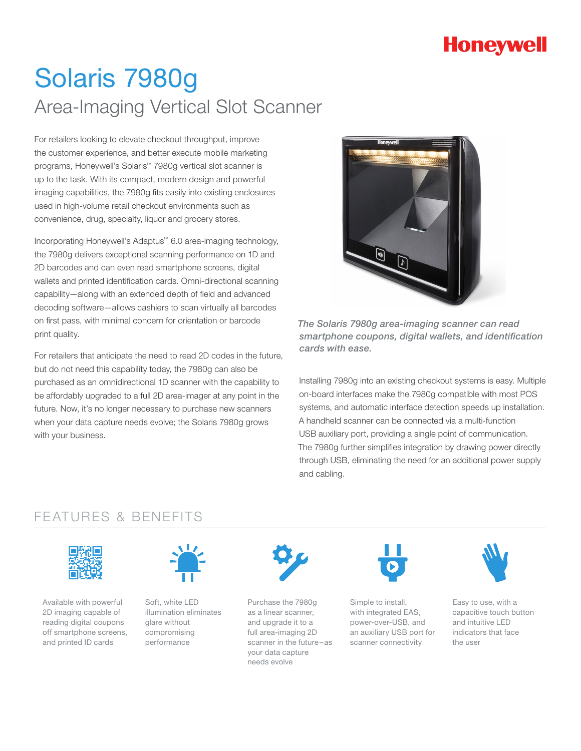Honeywell

# Solaris 7980g

## Area-Imaging Vertical Slot Scanner

For retailers looking to elevate checkout throughput, improve the customer experience, and better execute mobile marketing programs, Honeywell's Solaris™ 7980g vertical slot scanner is up to the task. With its compact, modern design and powerful imaging capabilities, the 7980g fits easily into existing enclosures used in high-volume retail checkout environments such as convenience, drug, specialty, liquor and grocery stores.

Incorporating Honeywell's Adaptus™ 6.0 area-imaging technology, the 7980g delivers exceptional scanning performance on 1D and 2D barcodes and can even read smartphone screens, digital wallets and printed identification cards. Omni-directional scanning capability—along with an extended depth of field and advanced decoding software—allows cashiers to scan virtually all barcodes on first pass, with minimal concern for orientation or barcode print quality.

For retailers that anticipate the need to read 2D codes in the future, but do not need this capability today, the 7980g can also be purchased as an omnidirectional 1D scanner with the capability to be affordably upgraded to a full 2D area-imager at any point in the future. Now, it's no longer necessary to purchase new scanners when your data capture needs evolve; the Solaris 7980g grows with your business.

*The Solaris 7980g area-imaging scanner can read smartphone coupons, digital wallets, and identification cards with ease.*

Installing 7980g into an existing checkout systems is easy. Multiple on-board interfaces make the 7980g compatible with most POS systems, and automatic interface detection speeds up installation. A handheld scanner can be connected via a multi-function USB auxiliary port, providing a single point of communication. The 7980g further simplifies integration by drawing power directly through USB, eliminating the need for an additional power supply and cabling.

## FEATURES & BENEFITS

- Available with powerful 2D imaging capable of reading digital coupons off smartphone screens, and printed ID cards
- Soft, white LED illumination eliminates glare without compromising performance
- Purchase the 7980g as a linear scanner, and upgrade it to a full area-imaging 2D scanner in the future–as your data capture needs evolve
- Simple to install, with integrated EAS, power-over-USB, and an auxiliary USB port for scanner connectivity
- Easy to use, with a capacitive touch button and intuitive LED indicators that face the user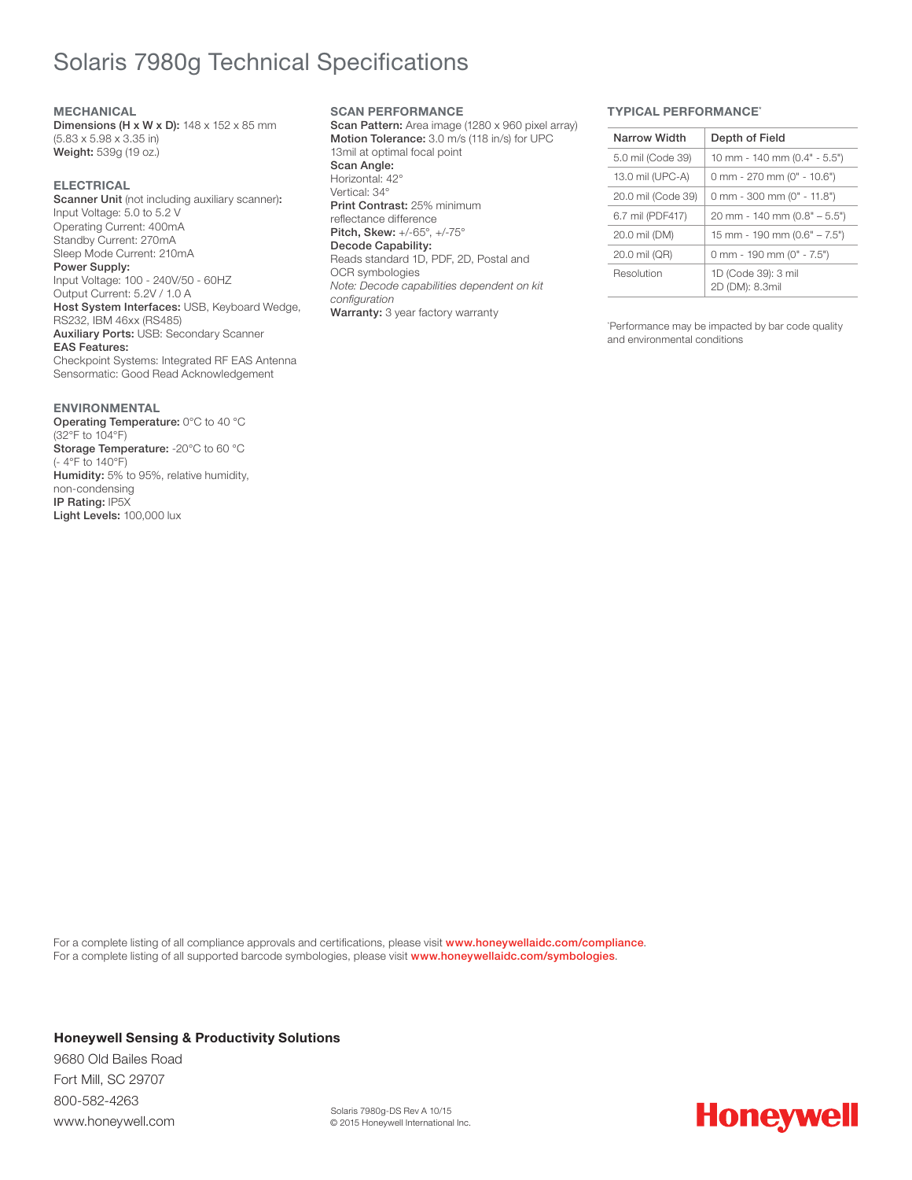# Solaris 7980g Technical Specifications

### MECHANICAL

**Dimensions (H x W x D):** 148 x 152 x 85 mm (5.83 x 5.98 x 3.35 in)
**Weight:** 539g (19 oz.)

### ELECTRICAL

**Scanner Unit** (not including auxiliary scanner)**:**
Input Voltage: 5.0 to 5.2 V
Operating Current: 400mA
Standby Current: 270mA
Sleep Mode Current: 210mA
**Power Supply:**
Input Voltage: 100 - 240V/50 - 60HZ
Output Current: 5.2V / 1.0 A
**Host System Interfaces:** USB, Keyboard Wedge, RS232, IBM 46xx (RS485)
**Auxiliary Ports:** USB: Secondary Scanner
**EAS Features:**
Checkpoint Systems: Integrated RF EAS Antenna
Sensormatic: Good Read Acknowledgement

### ENVIRONMENTAL

**Operating Temperature:** 0°C to 40 °C (32°F to 104°F)
**Storage Temperature:** -20°C to 60 °C (- 4°F to 140°F)
**Humidity:** 5% to 95%, relative humidity, non-condensing
**IP Rating:** IP5X
**Light Levels:** 100,000 lux

### SCAN PERFORMANCE

**Scan Pattern:** Area image (1280 x 960 pixel array)
**Motion Tolerance:** 3.0 m/s (118 in/s) for UPC 13mil at optimal focal point
**Scan Angle:**
Horizontal: 42°
Vertical: 34°
**Print Contrast:** 25% minimum reflectance difference
**Pitch, Skew:** +/-65°, +/-75°
**Decode Capability:**
Reads standard 1D, PDF, 2D, Postal and OCR symbologies
*Note: Decode capabilities dependent on kit configuration*
**Warranty:** 3 year factory warranty

### TYPICAL PERFORMANCE*

| Narrow Width | Depth of Field |
|---|---|
| 5.0 mil (Code 39) | 10 mm - 140 mm (0.4" - 5.5") |
| 13.0 mil (UPC-A) | 0 mm - 270 mm (0" - 10.6") |
| 20.0 mil (Code 39) | 0 mm - 300 mm (0" - 11.8") |
| 6.7 mil (PDF417) | 20 mm - 140 mm (0.8" – 5.5") |
| 20.0 mil (DM) | 15 mm - 190 mm (0.6" – 7.5") |
| 20.0 mil (QR) | 0 mm - 190 mm (0" - 7.5") |
| Resolution | 1D (Code 39): 3 mil<br>2D (DM): 8.3mil |

*Performance may be impacted by bar code quality and environmental conditions

For a complete listing of all compliance approvals and certifications, please visit www.honeywellaidc.com/compliance.
For a complete listing of all supported barcode symbologies, please visit www.honeywellaidc.com/symbologies.

**Honeywell Sensing & Productivity Solutions**
9680 Old Bailes Road
Fort Mill, SC 29707
800-582-4263
www.honeywell.com

Solaris 7980g-DS Rev A 10/15
© 2015 Honeywell International Inc.

Honeywell